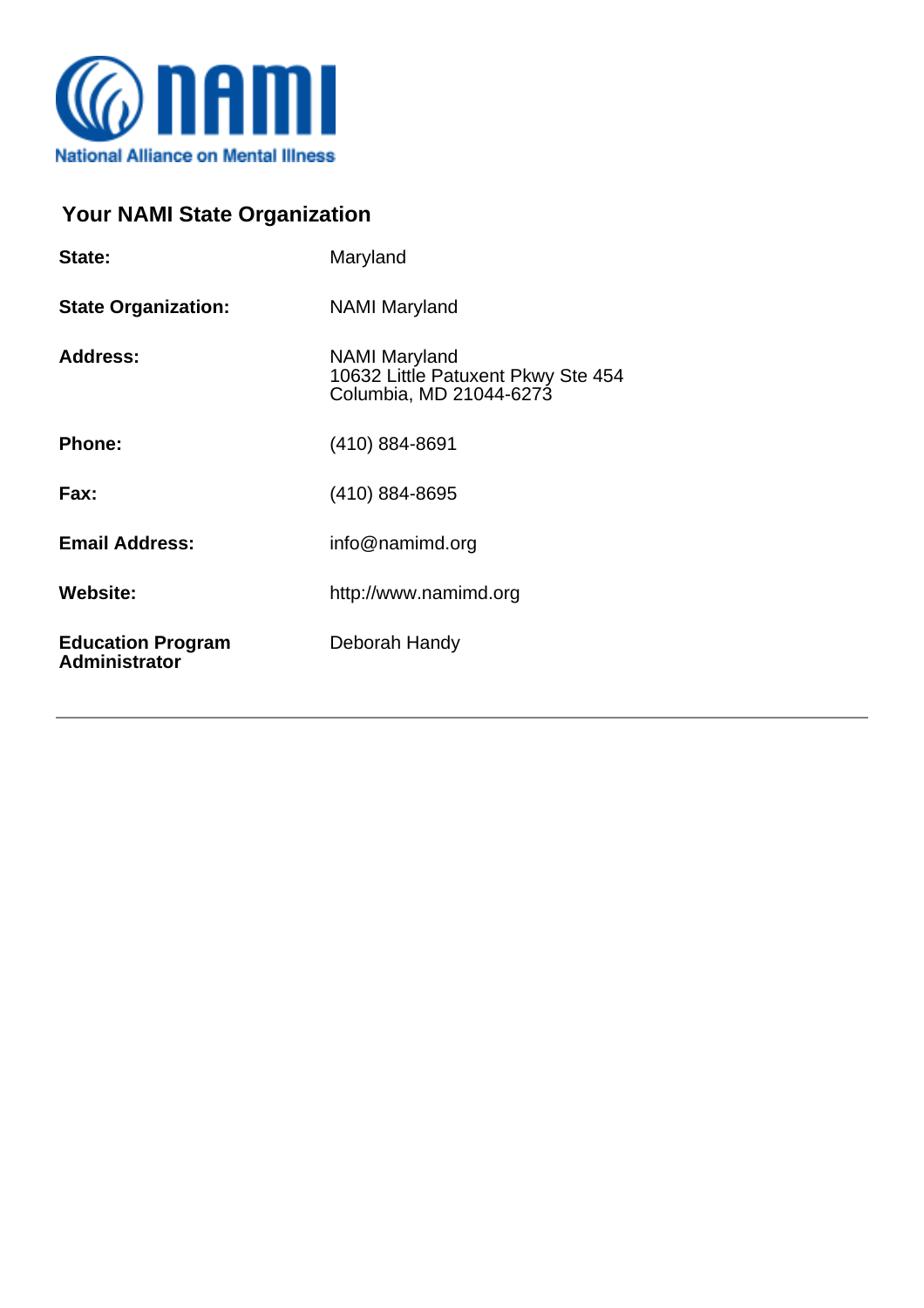NAMI
National Alliance on Mental Illness

## Your NAMI State Organization

| | |
|---|---|
| **State:** | Maryland |
| **State Organization:** | NAMI Maryland |
| **Address:** | NAMI Maryland<br>10632 Little Patuxent Pkwy Ste 454<br>Columbia, MD 21044-6273 |
| **Phone:** | (410) 884-8691 |
| **Fax:** | (410) 884-8695 |
| **Email Address:** | info@namimd.org |
| **Website:** | http://www.namimd.org |
| **Education Program Administrator** | Deborah Handy |

---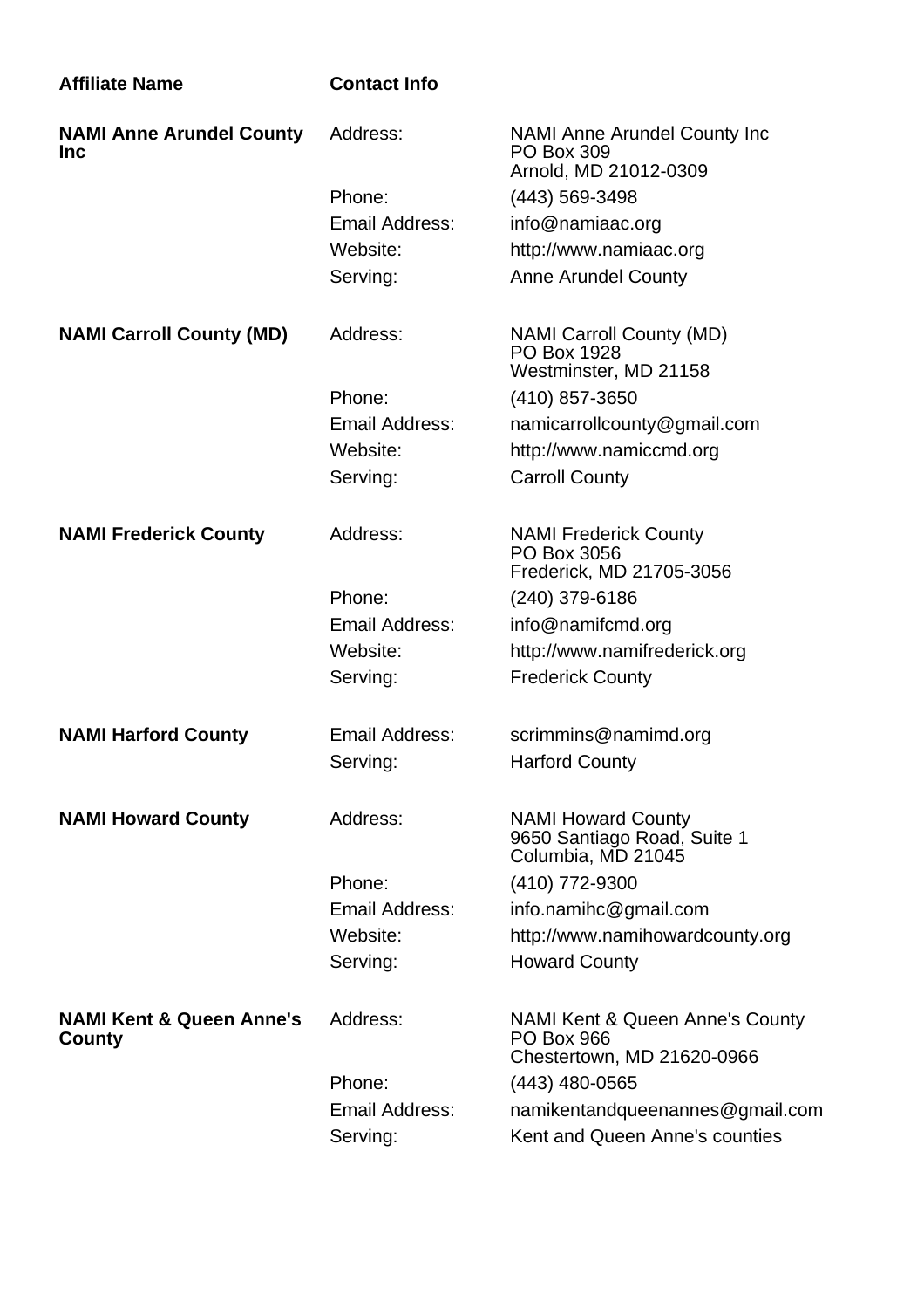| Affiliate Name | Contact Info | |
|---|---|---|
| **NAMI Anne Arundel County Inc** | Address: | NAMI Anne Arundel County Inc<br>PO Box 309<br>Arnold, MD 21012-0309 |
| | Phone: | (443) 569-3498 |
| | Email Address: | info@namiaac.org |
| | Website: | http://www.namiaac.org |
| | Serving: | Anne Arundel County |
| **NAMI Carroll County (MD)** | Address: | NAMI Carroll County (MD)<br>PO Box 1928<br>Westminster, MD 21158 |
| | Phone: | (410) 857-3650 |
| | Email Address: | namicarrollcounty@gmail.com |
| | Website: | http://www.namiccmd.org |
| | Serving: | Carroll County |
| **NAMI Frederick County** | Address: | NAMI Frederick County<br>PO Box 3056<br>Frederick, MD 21705-3056 |
| | Phone: | (240) 379-6186 |
| | Email Address: | info@namifcmd.org |
| | Website: | http://www.namifrederick.org |
| | Serving: | Frederick County |
| **NAMI Harford County** | Email Address: | scrimmins@namimd.org |
| | Serving: | Harford County |
| **NAMI Howard County** | Address: | NAMI Howard County<br>9650 Santiago Road, Suite 1<br>Columbia, MD 21045 |
| | Phone: | (410) 772-9300 |
| | Email Address: | info.namihc@gmail.com |
| | Website: | http://www.namihowardcounty.org |
| | Serving: | Howard County |
| **NAMI Kent & Queen Anne's County** | Address: | NAMI Kent & Queen Anne's County<br>PO Box 966<br>Chestertown, MD 21620-0966 |
| | Phone: | (443) 480-0565 |
| | Email Address: | namikentandqueenannes@gmail.com |
| | Serving: | Kent and Queen Anne's counties |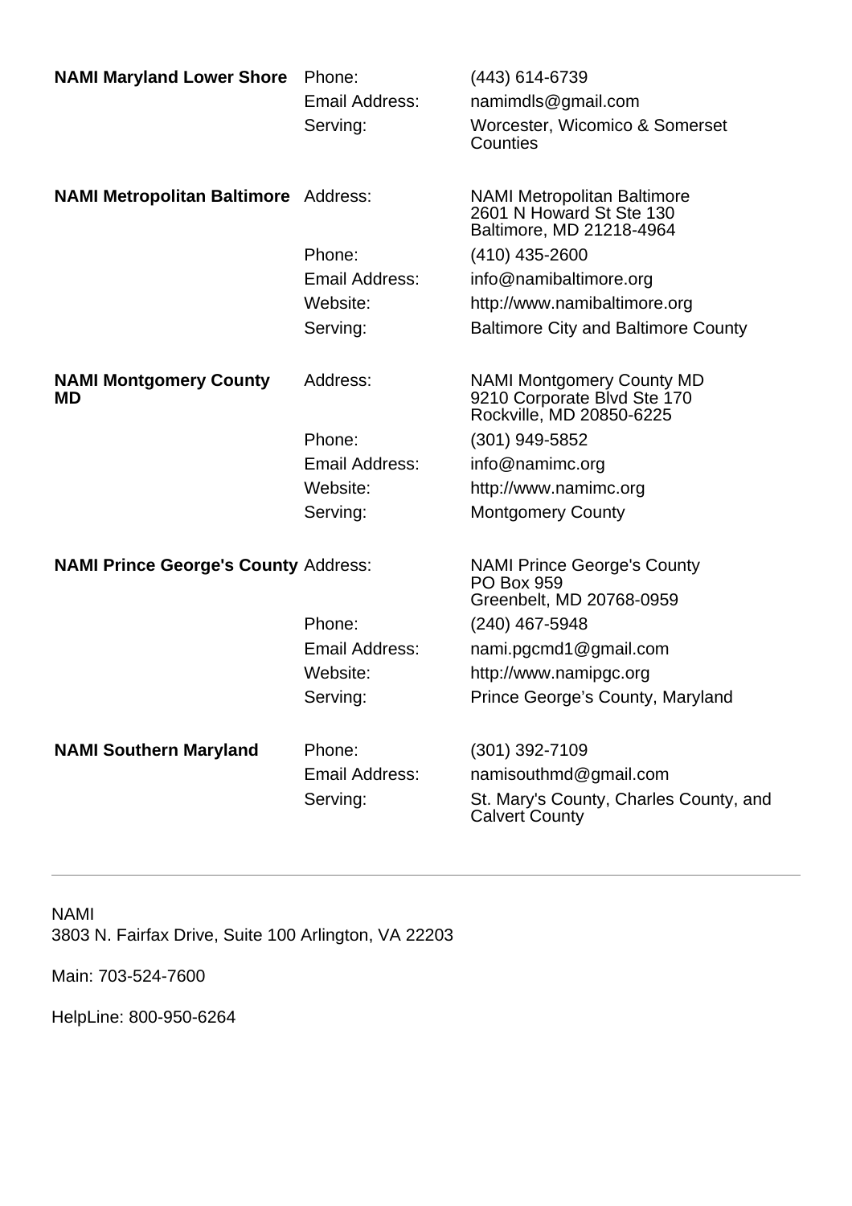| | | |
|---|---|---|
| **NAMI Maryland Lower Shore** | Phone: | (443) 614-6739 |
| | Email Address: | namimdls@gmail.com |
| | Serving: | Worcester, Wicomico & Somerset Counties |
| **NAMI Metropolitan Baltimore** | Address: | NAMI Metropolitan Baltimore<br>2601 N Howard St Ste 130<br>Baltimore, MD 21218-4964 |
| | Phone: | (410) 435-2600 |
| | Email Address: | info@namibaltimore.org |
| | Website: | http://www.namibaltimore.org |
| | Serving: | Baltimore City and Baltimore County |
| **NAMI Montgomery County MD** | Address: | NAMI Montgomery County MD<br>9210 Corporate Blvd Ste 170<br>Rockville, MD 20850-6225 |
| | Phone: | (301) 949-5852 |
| | Email Address: | info@namimc.org |
| | Website: | http://www.namimc.org |
| | Serving: | Montgomery County |
| **NAMI Prince George's County** | Address: | NAMI Prince George's County<br>PO Box 959<br>Greenbelt, MD 20768-0959 |
| | Phone: | (240) 467-5948 |
| | Email Address: | nami.pgcmd1@gmail.com |
| | Website: | http://www.namipgc.org |
| | Serving: | Prince George's County, Maryland |
| **NAMI Southern Maryland** | Phone: | (301) 392-7109 |
| | Email Address: | namisouthmd@gmail.com |
| | Serving: | St. Mary's County, Charles County, and Calvert County |

---

NAMI
3803 N. Fairfax Drive, Suite 100 Arlington, VA 22203

Main: 703-524-7600

HelpLine: 800-950-6264